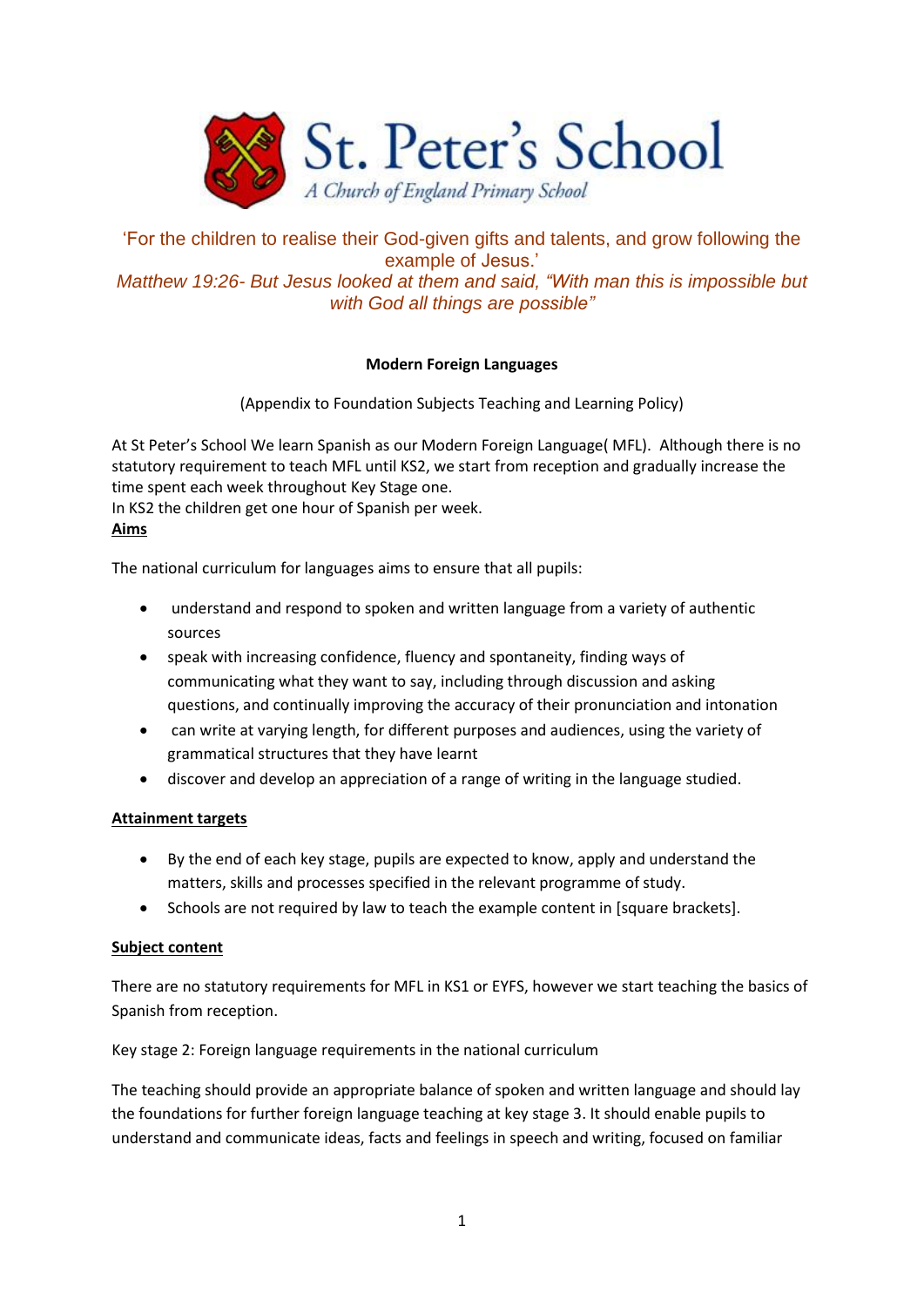# St. Peter's School

*A Church of England Primary School*

'For the children to realise their God-given gifts and talents, and grow following the example of Jesus.'

*Matthew 19:26- But Jesus looked at them and said, "With man this is impossible but with God all things are possible"*

**Modern Foreign Languages**

(Appendix to Foundation Subjects Teaching and Learning Policy)

At St Peter's School We learn Spanish as our Modern Foreign Language( MFL). Although there is no statutory requirement to teach MFL until KS2, we start from reception and gradually increase the time spent each week throughout Key Stage one.
In KS2 the children get one hour of Spanish per week.

**Aims**

The national curriculum for languages aims to ensure that all pupils:

- understand and respond to spoken and written language from a variety of authentic sources
- speak with increasing confidence, fluency and spontaneity, finding ways of communicating what they want to say, including through discussion and asking questions, and continually improving the accuracy of their pronunciation and intonation
- can write at varying length, for different purposes and audiences, using the variety of grammatical structures that they have learnt
- discover and develop an appreciation of a range of writing in the language studied.

**Attainment targets**

- By the end of each key stage, pupils are expected to know, apply and understand the matters, skills and processes specified in the relevant programme of study.
- Schools are not required by law to teach the example content in [square brackets].

**Subject content**

There are no statutory requirements for MFL in KS1 or EYFS, however we start teaching the basics of Spanish from reception.

Key stage 2: Foreign language requirements in the national curriculum

The teaching should provide an appropriate balance of spoken and written language and should lay the foundations for further foreign language teaching at key stage 3. It should enable pupils to understand and communicate ideas, facts and feelings in speech and writing, focused on familiar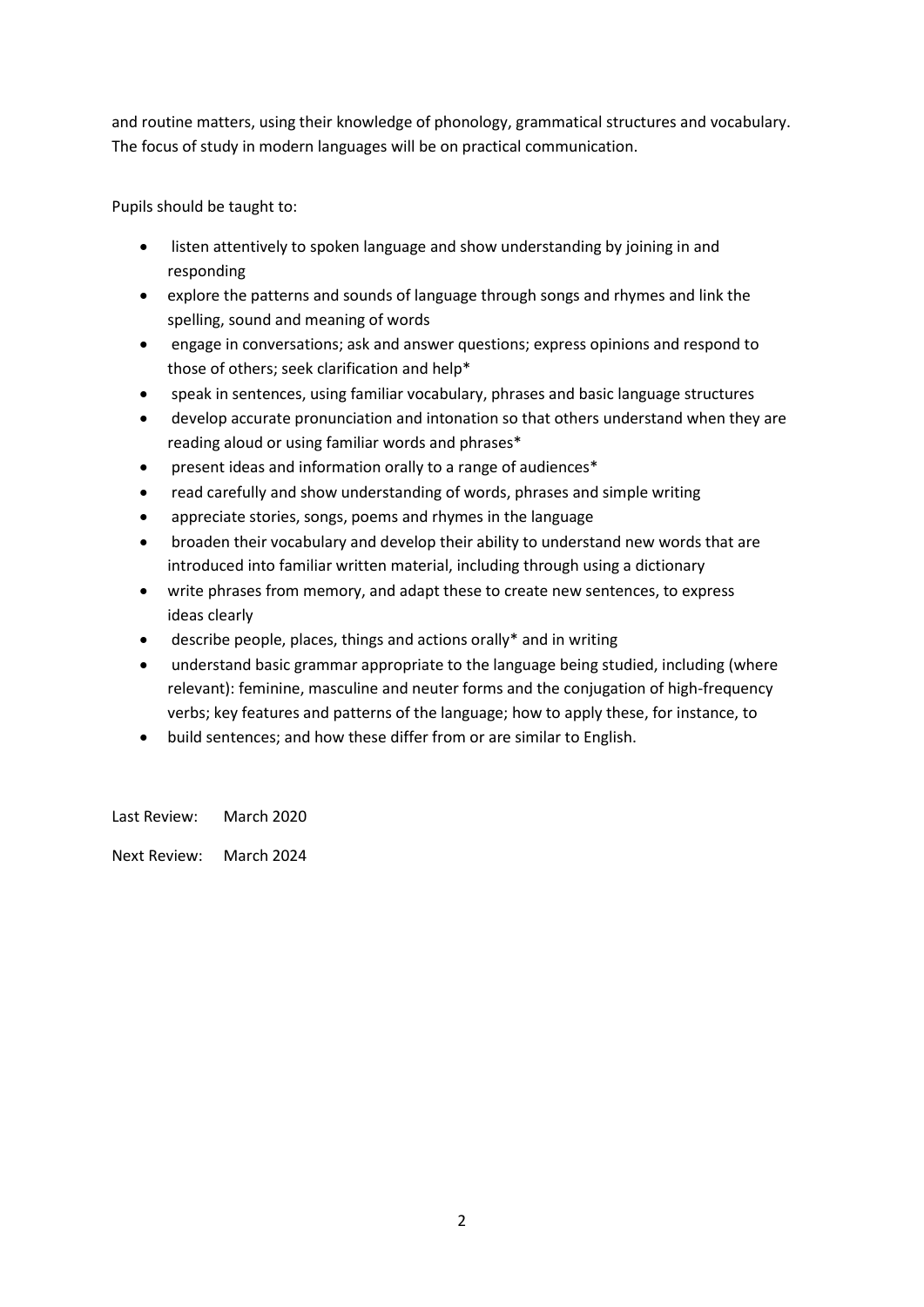and routine matters, using their knowledge of phonology, grammatical structures and vocabulary. The focus of study in modern languages will be on practical communication.

Pupils should be taught to:

- listen attentively to spoken language and show understanding by joining in and responding
- explore the patterns and sounds of language through songs and rhymes and link the spelling, sound and meaning of words
- engage in conversations; ask and answer questions; express opinions and respond to those of others; seek clarification and help*
- speak in sentences, using familiar vocabulary, phrases and basic language structures
- develop accurate pronunciation and intonation so that others understand when they are reading aloud or using familiar words and phrases*
- present ideas and information orally to a range of audiences*
- read carefully and show understanding of words, phrases and simple writing
- appreciate stories, songs, poems and rhymes in the language
- broaden their vocabulary and develop their ability to understand new words that are introduced into familiar written material, including through using a dictionary
- write phrases from memory, and adapt these to create new sentences, to express ideas clearly
- describe people, places, things and actions orally* and in writing
- understand basic grammar appropriate to the language being studied, including (where relevant): feminine, masculine and neuter forms and the conjugation of high-frequency verbs; key features and patterns of the language; how to apply these, for instance, to
- build sentences; and how these differ from or are similar to English.

Last Review: March 2020

Next Review: March 2024